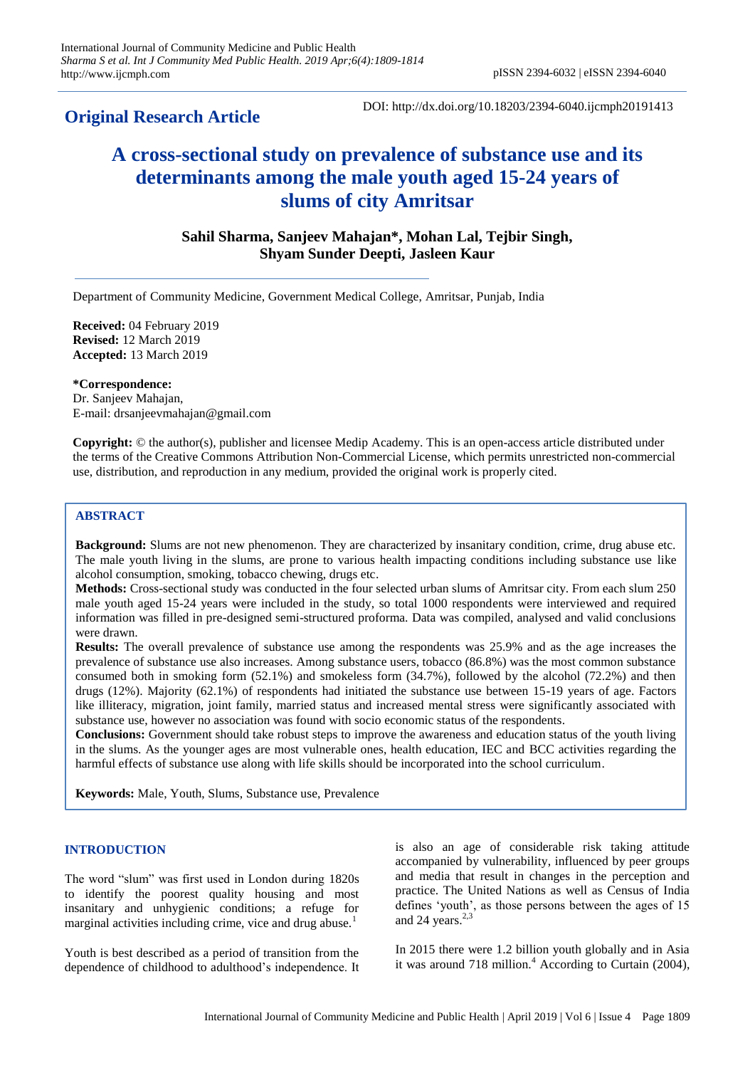## Original Research Article

DOI: http://dx.doi.org/10.18203/2394-6040.ijcmph20191413

# A cross-sectional study on prevalence of substance use and its determinants among the male youth aged 15-24 years of slums of city Amritsar

**Sahil Sharma, Sanjeev Mahajan\*, Mohan Lal, Tejbir Singh, Shyam Sunder Deepti, Jasleen Kaur**

Department of Community Medicine, Government Medical College, Amritsar, Punjab, India

**Received:** 04 February 2019
**Revised:** 12 March 2019
**Accepted:** 13 March 2019

**\*Correspondence:**
Dr. Sanjeev Mahajan,
E-mail: drsanjeevmahajan@gmail.com

**Copyright:** © the author(s), publisher and licensee Medip Academy. This is an open-access article distributed under the terms of the Creative Commons Attribution Non-Commercial License, which permits unrestricted non-commercial use, distribution, and reproduction in any medium, provided the original work is properly cited.

## ABSTRACT

**Background:** Slums are not new phenomenon. They are characterized by insanitary condition, crime, drug abuse etc. The male youth living in the slums, are prone to various health impacting conditions including substance use like alcohol consumption, smoking, tobacco chewing, drugs etc.

**Methods:** Cross-sectional study was conducted in the four selected urban slums of Amritsar city. From each slum 250 male youth aged 15-24 years were included in the study, so total 1000 respondents were interviewed and required information was filled in pre-designed semi-structured proforma. Data was compiled, analysed and valid conclusions were drawn.

**Results:** The overall prevalence of substance use among the respondents was 25.9% and as the age increases the prevalence of substance use also increases. Among substance users, tobacco (86.8%) was the most common substance consumed both in smoking form (52.1%) and smokeless form (34.7%), followed by the alcohol (72.2%) and then drugs (12%). Majority (62.1%) of respondents had initiated the substance use between 15-19 years of age. Factors like illiteracy, migration, joint family, married status and increased mental stress were significantly associated with substance use, however no association was found with socio economic status of the respondents.

**Conclusions:** Government should take robust steps to improve the awareness and education status of the youth living in the slums. As the younger ages are most vulnerable ones, health education, IEC and BCC activities regarding the harmful effects of substance use along with life skills should be incorporated into the school curriculum.

**Keywords:** Male, Youth, Slums, Substance use, Prevalence

## INTRODUCTION

The word "slum" was first used in London during 1820s to identify the poorest quality housing and most insanitary and unhygienic conditions; a refuge for marginal activities including crime, vice and drug abuse.[1]

Youth is best described as a period of transition from the dependence of childhood to adulthood's independence. It is also an age of considerable risk taking attitude accompanied by vulnerability, influenced by peer groups and media that result in changes in the perception and practice. The United Nations as well as Census of India defines 'youth', as those persons between the ages of 15 and 24 years.[2,3]

In 2015 there were 1.2 billion youth globally and in Asia it was around 718 million.[4] According to Curtain (2004),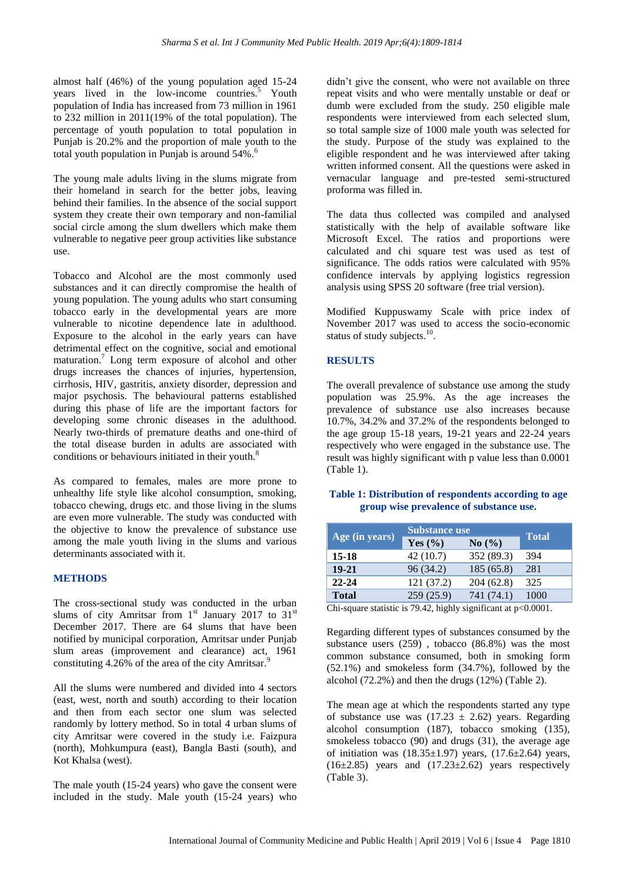almost half (46%) of the young population aged 15-24 years lived in the low-income countries.[5] Youth population of India has increased from 73 million in 1961 to 232 million in 2011(19% of the total population). The percentage of youth population to total population in Punjab is 20.2% and the proportion of male youth to the total youth population in Punjab is around 54%.[6]

The young male adults living in the slums migrate from their homeland in search for the better jobs, leaving behind their families. In the absence of the social support system they create their own temporary and non-familial social circle among the slum dwellers which make them vulnerable to negative peer group activities like substance use.

Tobacco and Alcohol are the most commonly used substances and it can directly compromise the health of young population. The young adults who start consuming tobacco early in the developmental years are more vulnerable to nicotine dependence late in adulthood. Exposure to the alcohol in the early years can have detrimental effect on the cognitive, social and emotional maturation.[7] Long term exposure of alcohol and other drugs increases the chances of injuries, hypertension, cirrhosis, HIV, gastritis, anxiety disorder, depression and major psychosis. The behavioural patterns established during this phase of life are the important factors for developing some chronic diseases in the adulthood. Nearly two-thirds of premature deaths and one-third of the total disease burden in adults are associated with conditions or behaviours initiated in their youth.[8]

As compared to females, males are more prone to unhealthy life style like alcohol consumption, smoking, tobacco chewing, drugs etc. and those living in the slums are even more vulnerable. The study was conducted with the objective to know the prevalence of substance use among the male youth living in the slums and various determinants associated with it.

## METHODS

The cross-sectional study was conducted in the urban slums of city Amritsar from 1st January 2017 to 31st December 2017. There are 64 slums that have been notified by municipal corporation, Amritsar under Punjab slum areas (improvement and clearance) act, 1961 constituting 4.26% of the area of the city Amritsar.[9]

All the slums were numbered and divided into 4 sectors (east, west, north and south) according to their location and then from each sector one slum was selected randomly by lottery method. So in total 4 urban slums of city Amritsar were covered in the study i.e. Faizpura (north), Mohkumpura (east), Bangla Basti (south), and Kot Khalsa (west).

The male youth (15-24 years) who gave the consent were included in the study. Male youth (15-24 years) who didn't give the consent, who were not available on three repeat visits and who were mentally unstable or deaf or dumb were excluded from the study. 250 eligible male respondents were interviewed from each selected slum, so total sample size of 1000 male youth was selected for the study. Purpose of the study was explained to the eligible respondent and he was interviewed after taking written informed consent. All the questions were asked in vernacular language and pre-tested semi-structured proforma was filled in.

The data thus collected was compiled and analysed statistically with the help of available software like Microsoft Excel. The ratios and proportions were calculated and chi square test was used as test of significance. The odds ratios were calculated with 95% confidence intervals by applying logistics regression analysis using SPSS 20 software (free trial version).

Modified Kuppuswamy Scale with price index of November 2017 was used to access the socio-economic status of study subjects.[10].

## RESULTS

The overall prevalence of substance use among the study population was 25.9%. As the age increases the prevalence of substance use also increases because 10.7%, 34.2% and 37.2% of the respondents belonged to the age group 15-18 years, 19-21 years and 22-24 years respectively who were engaged in the substance use. The result was highly significant with p value less than 0.0001 (Table 1).

**Table 1: Distribution of respondents according to age group wise prevalence of substance use.**

| Age (in years) | Substance use | | Total |
|---|---|---|---|
| | Yes (%) | No (%) | |
| 15-18 | 42 (10.7) | 352 (89.3) | 394 |
| 19-21 | 96 (34.2) | 185 (65.8) | 281 |
| 22-24 | 121 (37.2) | 204 (62.8) | 325 |
| Total | 259 (25.9) | 741 (74.1) | 1000 |

Chi-square statistic is 79.42, highly significant at $p<0.0001$.

Regarding different types of substances consumed by the substance users (259) , tobacco (86.8%) was the most common substance consumed, both in smoking form (52.1%) and smokeless form (34.7%), followed by the alcohol (72.2%) and then the drugs (12%) (Table 2).

The mean age at which the respondents started any type of substance use was ($17.23 \pm 2.62$) years. Regarding alcohol consumption (187), tobacco smoking (135), smokeless tobacco (90) and drugs (31), the average age of initiation was ($18.35\pm1.97$) years, ($17.6\pm2.64$) years, ($16\pm2.85$) years and ($17.23\pm2.62$) years respectively (Table 3).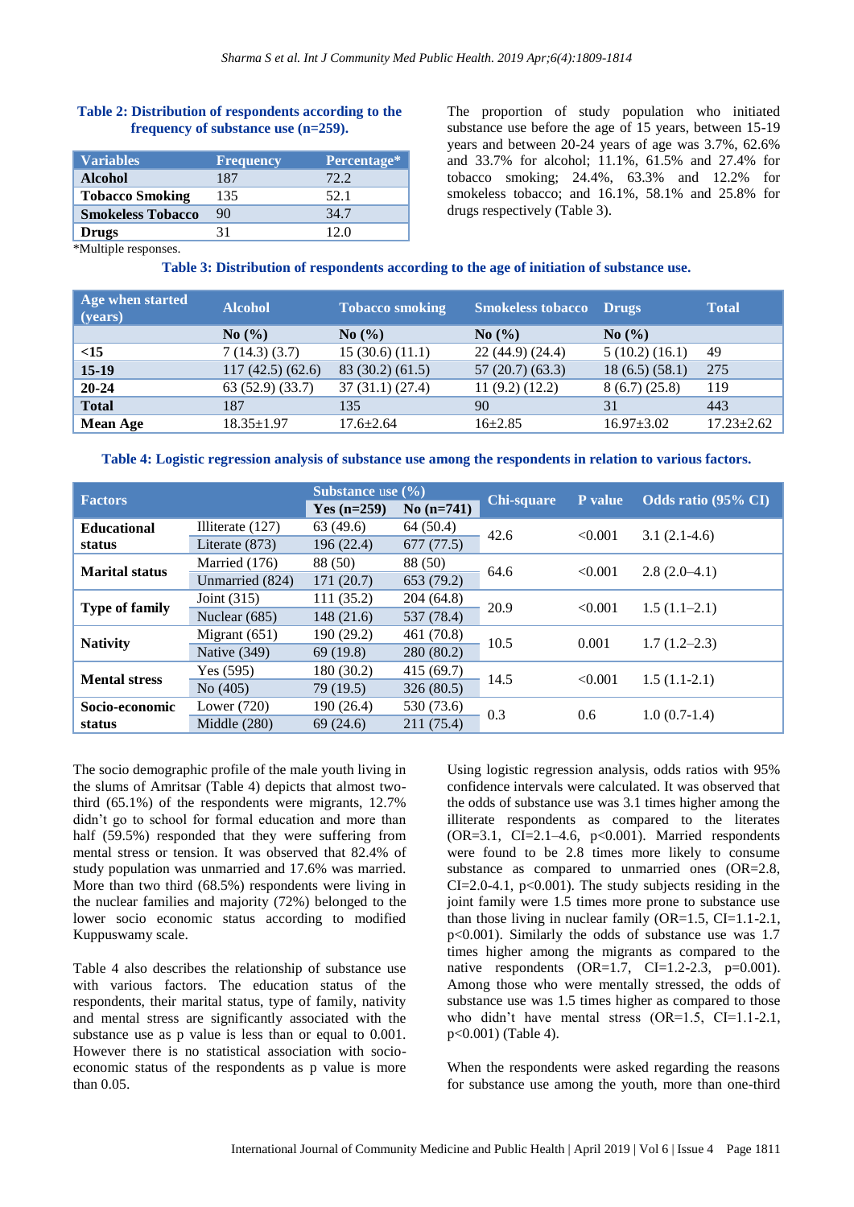**Table 2: Distribution of respondents according to the frequency of substance use (n=259).**

| Variables | Frequency | Percentage* |
|---|---|---|
| **Alcohol** | 187 | 72.2 |
| **Tobacco Smoking** | 135 | 52.1 |
| **Smokeless Tobacco** | 90 | 34.7 |
| **Drugs** | 31 | 12.0 |

*Multiple responses.

The proportion of study population who initiated substance use before the age of 15 years, between 15-19 years and between 20-24 years of age was 3.7%, 62.6% and 33.7% for alcohol; 11.1%, 61.5% and 27.4% for tobacco smoking; 24.4%, 63.3% and 12.2% for smokeless tobacco; and 16.1%, 58.1% and 25.8% for drugs respectively (Table 3).

**Table 3: Distribution of respondents according to the age of initiation of substance use.**

| Age when started (years) | Alcohol | Tobacco smoking | Smokeless tobacco | Drugs | Total |
|---|---|---|---|---|---|
| | **No (%)** | **No (%)** | **No (%)** | **No (%)** | |
| **<15** | 7 (14.3) (3.7) | 15 (30.6) (11.1) | 22 (44.9) (24.4) | 5 (10.2) (16.1) | 49 |
| **15-19** | 117 (42.5) (62.6) | 83 (30.2) (61.5) | 57 (20.7) (63.3) | 18 (6.5) (58.1) | 275 |
| **20-24** | 63 (52.9) (33.7) | 37 (31.1) (27.4) | 11 (9.2) (12.2) | 8 (6.7) (25.8) | 119 |
| **Total** | 187 | 135 | 90 | 31 | 443 |
| **Mean Age** | 18.35±1.97 | 17.6±2.64 | 16±2.85 | 16.97±3.02 | 17.23±2.62 |

**Table 4: Logistic regression analysis of substance use among the respondents in relation to various factors.**

| Factors | | Substance use (%) | | Chi-square | P value | Odds ratio (95% CI) |
|---|---|---|---|---|---|---|
| | | **Yes (n=259)** | **No (n=741)** | | | |
| **Educational status** | Illiterate (127) | 63 (49.6) | 64 (50.4) | 42.6 | <0.001 | 3.1 (2.1-4.6) |
| | Literate (873) | 196 (22.4) | 677 (77.5) | | | |
| **Marital status** | Married (176) | 88 (50) | 88 (50) | 64.6 | <0.001 | 2.8 (2.0–4.1) |
| | Unmarried (824) | 171 (20.7) | 653 (79.2) | | | |
| **Type of family** | Joint (315) | 111 (35.2) | 204 (64.8) | 20.9 | <0.001 | 1.5 (1.1–2.1) |
| | Nuclear (685) | 148 (21.6) | 537 (78.4) | | | |
| **Nativity** | Migrant (651) | 190 (29.2) | 461 (70.8) | 10.5 | 0.001 | 1.7 (1.2–2.3) |
| | Native (349) | 69 (19.8) | 280 (80.2) | | | |
| **Mental stress** | Yes (595) | 180 (30.2) | 415 (69.7) | 14.5 | <0.001 | 1.5 (1.1-2.1) |
| | No (405) | 79 (19.5) | 326 (80.5) | | | |
| **Socio-economic status** | Lower (720) | 190 (26.4) | 530 (73.6) | 0.3 | 0.6 | 1.0 (0.7-1.4) |
| | Middle (280) | 69 (24.6) | 211 (75.4) | | | |

The socio demographic profile of the male youth living in the slums of Amritsar (Table 4) depicts that almost two-third (65.1%) of the respondents were migrants, 12.7% didn't go to school for formal education and more than half (59.5%) responded that they were suffering from mental stress or tension. It was observed that 82.4% of study population was unmarried and 17.6% was married. More than two third (68.5%) respondents were living in the nuclear families and majority (72%) belonged to the lower socio economic status according to modified Kuppuswamy scale.

Table 4 also describes the relationship of substance use with various factors. The education status of the respondents, their marital status, type of family, nativity and mental stress are significantly associated with the substance use as p value is less than or equal to 0.001. However there is no statistical association with socio-economic status of the respondents as p value is more than 0.05.

Using logistic regression analysis, odds ratios with 95% confidence intervals were calculated. It was observed that the odds of substance use was 3.1 times higher among the illiterate respondents as compared to the literates (OR=3.1, CI=2.1–4.6, p<0.001). Married respondents were found to be 2.8 times more likely to consume substance as compared to unmarried ones (OR=2.8, CI=2.0-4.1, p<0.001). The study subjects residing in the joint family were 1.5 times more prone to substance use than those living in nuclear family (OR=1.5, CI=1.1-2.1, p<0.001). Similarly the odds of substance use was 1.7 times higher among the migrants as compared to the native respondents (OR=1.7, CI=1.2-2.3, p=0.001). Among those who were mentally stressed, the odds of substance use was 1.5 times higher as compared to those who didn't have mental stress (OR=1.5, CI=1.1-2.1, p<0.001) (Table 4).

When the respondents were asked regarding the reasons for substance use among the youth, more than one-third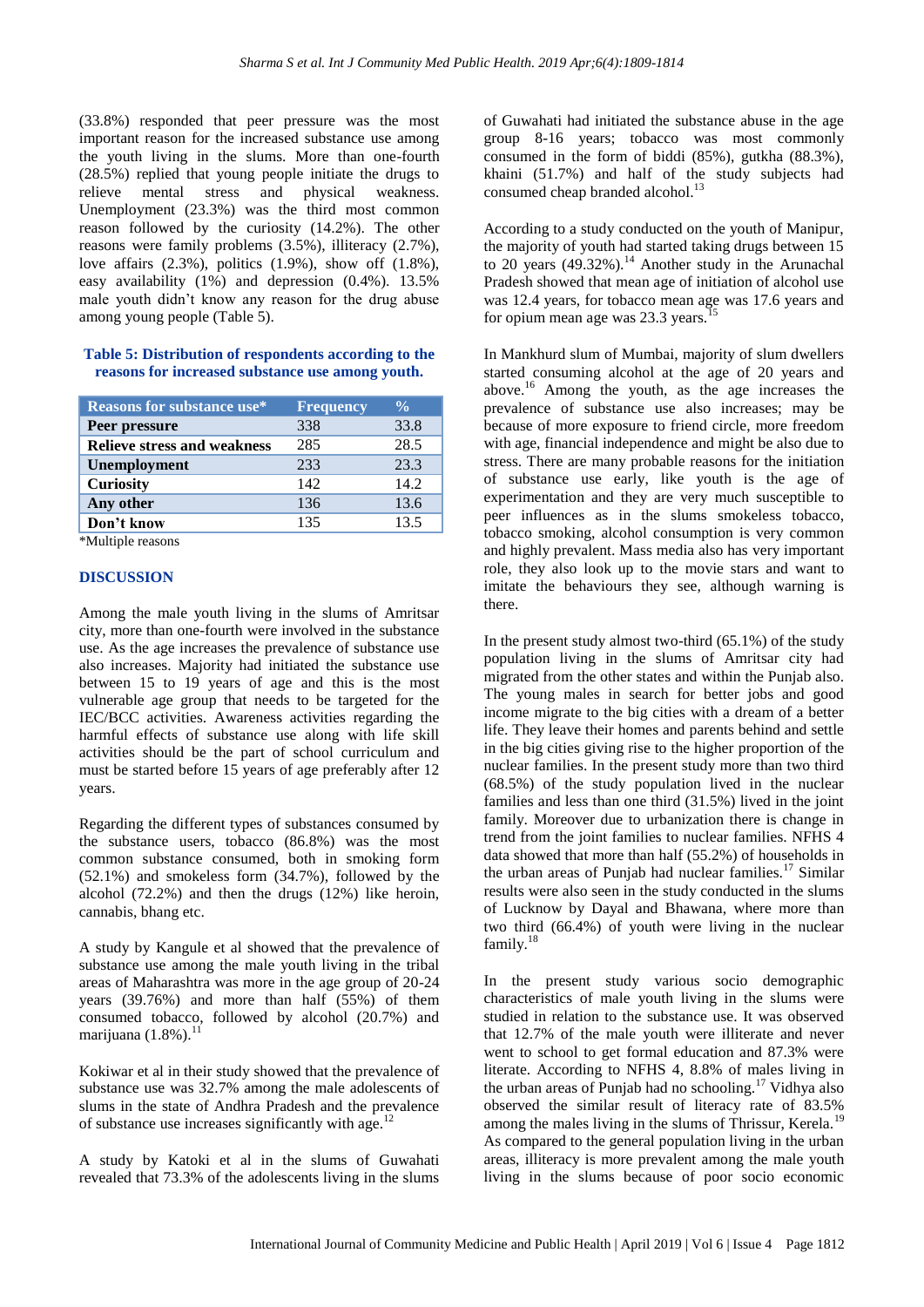(33.8%) responded that peer pressure was the most important reason for the increased substance use among the youth living in the slums. More than one-fourth (28.5%) replied that young people initiate the drugs to relieve mental stress and physical weakness. Unemployment (23.3%) was the third most common reason followed by the curiosity (14.2%). The other reasons were family problems (3.5%), illiteracy (2.7%), love affairs (2.3%), politics (1.9%), show off (1.8%), easy availability (1%) and depression (0.4%). 13.5% male youth didn't know any reason for the drug abuse among young people (Table 5).

**Table 5: Distribution of respondents according to the reasons for increased substance use among youth.**

| Reasons for substance use* | Frequency | % |
|---|---|---|
| **Peer pressure** | 338 | 33.8 |
| **Relieve stress and weakness** | 285 | 28.5 |
| **Unemployment** | 233 | 23.3 |
| **Curiosity** | 142 | 14.2 |
| **Any other** | 136 | 13.6 |
| **Don't know** | 135 | 13.5 |

*Multiple reasons

## DISCUSSION

Among the male youth living in the slums of Amritsar city, more than one-fourth were involved in the substance use. As the age increases the prevalence of substance use also increases. Majority had initiated the substance use between 15 to 19 years of age and this is the most vulnerable age group that needs to be targeted for the IEC/BCC activities. Awareness activities regarding the harmful effects of substance use along with life skill activities should be the part of school curriculum and must be started before 15 years of age preferably after 12 years.

Regarding the different types of substances consumed by the substance users, tobacco (86.8%) was the most common substance consumed, both in smoking form (52.1%) and smokeless form (34.7%), followed by the alcohol (72.2%) and then the drugs (12%) like heroin, cannabis, bhang etc.

A study by Kangule et al showed that the prevalence of substance use among the male youth living in the tribal areas of Maharashtra was more in the age group of 20-24 years (39.76%) and more than half (55%) of them consumed tobacco, followed by alcohol (20.7%) and marijuana (1.8%).[11]

Kokiwar et al in their study showed that the prevalence of substance use was 32.7% among the male adolescents of slums in the state of Andhra Pradesh and the prevalence of substance use increases significantly with age.[12]

A study by Katoki et al in the slums of Guwahati revealed that 73.3% of the adolescents living in the slums of Guwahati had initiated the substance abuse in the age group 8-16 years; tobacco was most commonly consumed in the form of biddi (85%), gutkha (88.3%), khaini (51.7%) and half of the study subjects had consumed cheap branded alcohol.[13]

According to a study conducted on the youth of Manipur, the majority of youth had started taking drugs between 15 to 20 years (49.32%).[14] Another study in the Arunachal Pradesh showed that mean age of initiation of alcohol use was 12.4 years, for tobacco mean age was 17.6 years and for opium mean age was 23.3 years.[15]

In Mankhurd slum of Mumbai, majority of slum dwellers started consuming alcohol at the age of 20 years and above.[16] Among the youth, as the age increases the prevalence of substance use also increases; may be because of more exposure to friend circle, more freedom with age, financial independence and might be also due to stress. There are many probable reasons for the initiation of substance use early, like youth is the age of experimentation and they are very much susceptible to peer influences as in the slums smokeless tobacco, tobacco smoking, alcohol consumption is very common and highly prevalent. Mass media also has very important role, they also look up to the movie stars and want to imitate the behaviours they see, although warning is there.

In the present study almost two-third (65.1%) of the study population living in the slums of Amritsar city had migrated from the other states and within the Punjab also. The young males in search for better jobs and good income migrate to the big cities with a dream of a better life. They leave their homes and parents behind and settle in the big cities giving rise to the higher proportion of the nuclear families. In the present study more than two third (68.5%) of the study population lived in the nuclear families and less than one third (31.5%) lived in the joint family. Moreover due to urbanization there is change in trend from the joint families to nuclear families. NFHS 4 data showed that more than half (55.2%) of households in the urban areas of Punjab had nuclear families.[17] Similar results were also seen in the study conducted in the slums of Lucknow by Dayal and Bhawana, where more than two third (66.4%) of youth were living in the nuclear family.[18]

In the present study various socio demographic characteristics of male youth living in the slums were studied in relation to the substance use. It was observed that 12.7% of the male youth were illiterate and never went to school to get formal education and 87.3% were literate. According to NFHS 4, 8.8% of males living in the urban areas of Punjab had no schooling.[17] Vidhya also observed the similar result of literacy rate of 83.5% among the males living in the slums of Thrissur, Kerela.[19] As compared to the general population living in the urban areas, illiteracy is more prevalent among the male youth living in the slums because of poor socio economic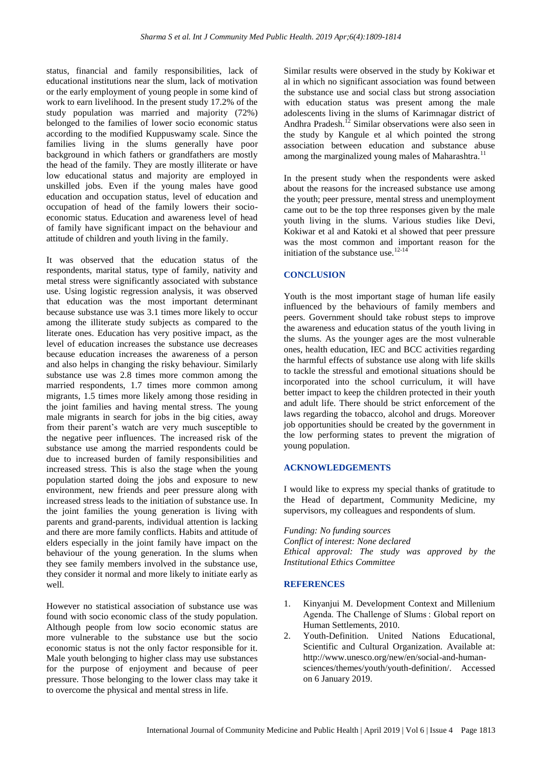status, financial and family responsibilities, lack of educational institutions near the slum, lack of motivation or the early employment of young people in some kind of work to earn livelihood. In the present study 17.2% of the study population was married and majority (72%) belonged to the families of lower socio economic status according to the modified Kuppuswamy scale. Since the families living in the slums generally have poor background in which fathers or grandfathers are mostly the head of the family. They are mostly illiterate or have low educational status and majority are employed in unskilled jobs. Even if the young males have good education and occupation status, level of education and occupation of head of the family lowers their socio-economic status. Education and awareness level of head of family have significant impact on the behaviour and attitude of children and youth living in the family.

It was observed that the education status of the respondents, marital status, type of family, nativity and metal stress were significantly associated with substance use. Using logistic regression analysis, it was observed that education was the most important determinant because substance use was 3.1 times more likely to occur among the illiterate study subjects as compared to the literate ones. Education has very positive impact, as the level of education increases the substance use decreases because education increases the awareness of a person and also helps in changing the risky behaviour. Similarly substance use was 2.8 times more common among the married respondents, 1.7 times more common among migrants, 1.5 times more likely among those residing in the joint families and having mental stress. The young male migrants in search for jobs in the big cities, away from their parent's watch are very much susceptible to the negative peer influences. The increased risk of the substance use among the married respondents could be due to increased burden of family responsibilities and increased stress. This is also the stage when the young population started doing the jobs and exposure to new environment, new friends and peer pressure along with increased stress leads to the initiation of substance use. In the joint families the young generation is living with parents and grand-parents, individual attention is lacking and there are more family conflicts. Habits and attitude of elders especially in the joint family have impact on the behaviour of the young generation. In the slums when they see family members involved in the substance use, they consider it normal and more likely to initiate early as well.

However no statistical association of substance use was found with socio economic class of the study population. Although people from low socio economic status are more vulnerable to the substance use but the socio economic status is not the only factor responsible for it. Male youth belonging to higher class may use substances for the purpose of enjoyment and because of peer pressure. Those belonging to the lower class may take it to overcome the physical and mental stress in life.

Similar results were observed in the study by Kokiwar et al in which no significant association was found between the substance use and social class but strong association with education status was present among the male adolescents living in the slums of Karimnagar district of Andhra Pradesh.[12] Similar observations were also seen in the study by Kangule et al which pointed the strong association between education and substance abuse among the marginalized young males of Maharashtra.[11]

In the present study when the respondents were asked about the reasons for the increased substance use among the youth; peer pressure, mental stress and unemployment came out to be the top three responses given by the male youth living in the slums. Various studies like Devi, Kokiwar et al and Katoki et al showed that peer pressure was the most common and important reason for the initiation of the substance use.[12-14]

## CONCLUSION

Youth is the most important stage of human life easily influenced by the behaviours of family members and peers. Government should take robust steps to improve the awareness and education status of the youth living in the slums. As the younger ages are the most vulnerable ones, health education, IEC and BCC activities regarding the harmful effects of substance use along with life skills to tackle the stressful and emotional situations should be incorporated into the school curriculum, it will have better impact to keep the children protected in their youth and adult life. There should be strict enforcement of the laws regarding the tobacco, alcohol and drugs. Moreover job opportunities should be created by the government in the low performing states to prevent the migration of young population.

## ACKNOWLEDGEMENTS

I would like to express my special thanks of gratitude to the Head of department, Community Medicine, my supervisors, my colleagues and respondents of slum.

*Funding: No funding sources*
*Conflict of interest: None declared*
*Ethical approval: The study was approved by the Institutional Ethics Committee*

## REFERENCES

1. Kinyanjui M. Development Context and Millenium Agenda. The Challenge of Slums : Global report on Human Settlements, 2010.
2. Youth-Definition. United Nations Educational, Scientific and Cultural Organization. Available at: http://www.unesco.org/new/en/social-and-human-sciences/themes/youth/youth-definition/. Accessed on 6 January 2019.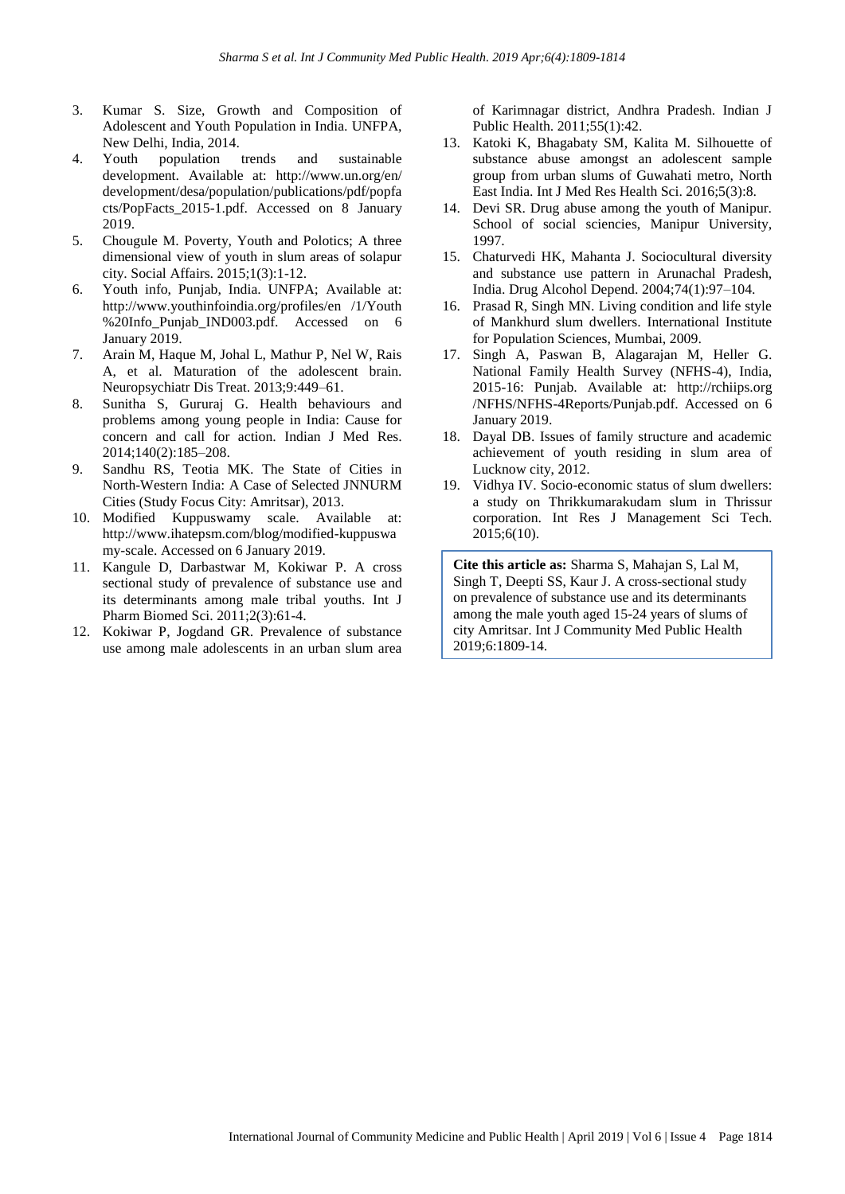3. Kumar S. Size, Growth and Composition of Adolescent and Youth Population in India. UNFPA, New Delhi, India, 2014.
4. Youth population trends and sustainable development. Available at: http://www.un.org/en/development/desa/population/publications/pdf/popfacts/PopFacts_2015-1.pdf. Accessed on 8 January 2019.
5. Chougule M. Poverty, Youth and Polotics; A three dimensional view of youth in slum areas of solapur city. Social Affairs. 2015;1(3):1-12.
6. Youth info, Punjab, India. UNFPA; Available at: http://www.youthinfoindia.org/profiles/en /1/Youth%20Info_Punjab_IND003.pdf. Accessed on 6 January 2019.
7. Arain M, Haque M, Johal L, Mathur P, Nel W, Rais A, et al. Maturation of the adolescent brain. Neuropsychiatr Dis Treat. 2013;9:449–61.
8. Sunitha S, Gururaj G. Health behaviours and problems among young people in India: Cause for concern and call for action. Indian J Med Res. 2014;140(2):185–208.
9. Sandhu RS, Teotia MK. The State of Cities in North-Western India: A Case of Selected JNNURM Cities (Study Focus City: Amritsar), 2013.
10. Modified Kuppuswamy scale. Available at: http://www.ihatepsm.com/blog/modified-kuppuswamy-scale. Accessed on 6 January 2019.
11. Kangule D, Darbastwar M, Kokiwar P. A cross sectional study of prevalence of substance use and its determinants among male tribal youths. Int J Pharm Biomed Sci. 2011;2(3):61-4.
12. Kokiwar P, Jogdand GR. Prevalence of substance use among male adolescents in an urban slum area of Karimnagar district, Andhra Pradesh. Indian J Public Health. 2011;55(1):42.
13. Katoki K, Bhagabaty SM, Kalita M. Silhouette of substance abuse amongst an adolescent sample group from urban slums of Guwahati metro, North East India. Int J Med Res Health Sci. 2016;5(3):8.
14. Devi SR. Drug abuse among the youth of Manipur. School of social sciencies, Manipur University, 1997.
15. Chaturvedi HK, Mahanta J. Sociocultural diversity and substance use pattern in Arunachal Pradesh, India. Drug Alcohol Depend. 2004;74(1):97–104.
16. Prasad R, Singh MN. Living condition and life style of Mankhurd slum dwellers. International Institute for Population Sciences, Mumbai, 2009.
17. Singh A, Paswan B, Alagarajan M, Heller G. National Family Health Survey (NFHS-4), India, 2015-16: Punjab. Available at: http://rchiips.org/NFHS/NFHS-4Reports/Punjab.pdf. Accessed on 6 January 2019.
18. Dayal DB. Issues of family structure and academic achievement of youth residing in slum area of Lucknow city, 2012.
19. Vidhya IV. Socio-economic status of slum dwellers: a study on Thrikkumarakudam slum in Thrissur corporation. Int Res J Management Sci Tech. 2015;6(10).

**Cite this article as:** Sharma S, Mahajan S, Lal M, Singh T, Deepti SS, Kaur J. A cross-sectional study on prevalence of substance use and its determinants among the male youth aged 15-24 years of slums of city Amritsar. Int J Community Med Public Health 2019;6:1809-14.